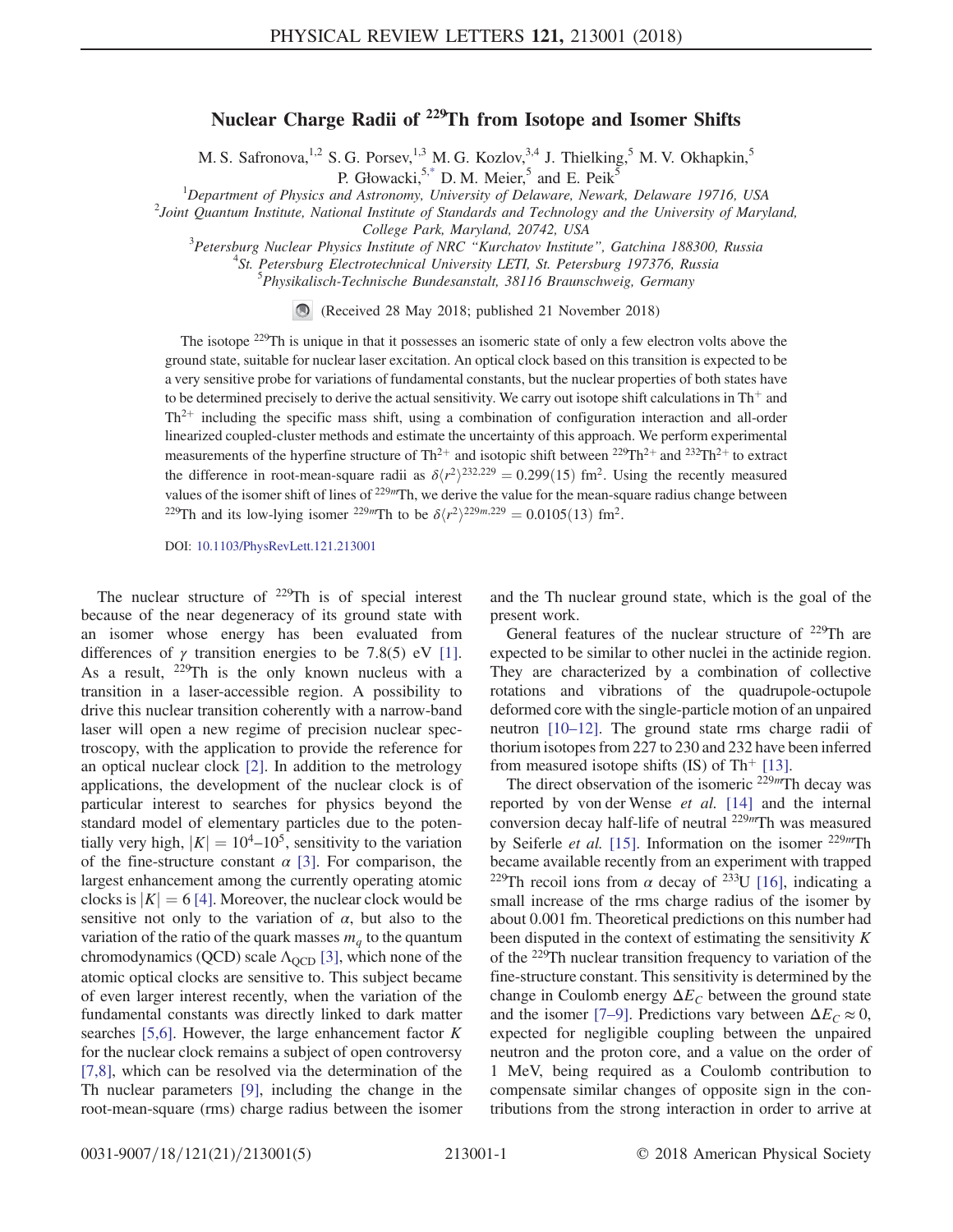# Nuclear Charge Radii of $^{229}$Th from Isotope and Isomer Shifts

M. S. Safronova,[1,2] S. G. Porsev,[1,3] M. G. Kozlov,[3,4] J. Thielking,[5] M. V. Okhapkin,[5] P. Głowacki,[5,*] D. M. Meier,[5] and E. Peik[5]

[1]Department of Physics and Astronomy, University of Delaware, Newark, Delaware 19716, USA
[2]Joint Quantum Institute, National Institute of Standards and Technology and the University of Maryland, College Park, Maryland, 20742, USA
[3]Petersburg Nuclear Physics Institute of NRC "Kurchatov Institute", Gatchina 188300, Russia
[4]St. Petersburg Electrotechnical University LETI, St. Petersburg 197376, Russia
[5]Physikalisch-Technische Bundesanstalt, 38116 Braunschweig, Germany

(Received 28 May 2018; published 21 November 2018)

The isotope $^{229}$Th is unique in that it possesses an isomeric state of only a few electron volts above the ground state, suitable for nuclear laser excitation. An optical clock based on this transition is expected to be a very sensitive probe for variations of fundamental constants, but the nuclear properties of both states have to be determined precisely to derive the actual sensitivity. We carry out isotope shift calculations in $Th^+$ and $Th^{2+}$ including the specific mass shift, using a combination of configuration interaction and all-order linearized coupled-cluster methods and estimate the uncertainty of this approach. We perform experimental measurements of the hyperfine structure of $Th^{2+}$ and isotopic shift between $^{229}Th^{2+}$ and $^{232}Th^{2+}$ to extract the difference in root-mean-square radii as $\delta\langle r^2\rangle^{232,229} = 0.299(15)$ fm$^2$. Using the recently measured values of the isomer shift of lines of $^{229m}$Th, we derive the value for the mean-square radius change between $^{229}$Th and its low-lying isomer $^{229m}$Th to be $\delta\langle r^2\rangle^{229m,229} = 0.0105(13)$ fm$^2$.

DOI: 10.1103/PhysRevLett.121.213001

The nuclear structure of $^{229}$Th is of special interest because of the near degeneracy of its ground state with an isomer whose energy has been evaluated from differences of $\gamma$ transition energies to be 7.8(5) eV [1]. As a result, $^{229}$Th is the only known nucleus with a transition in a laser-accessible region. A possibility to drive this nuclear transition coherently with a narrow-band laser will open a new regime of precision nuclear spectroscopy, with the application to provide the reference for an optical nuclear clock [2]. In addition to the metrology applications, the development of the nuclear clock is of particular interest to searches for physics beyond the standard model of elementary particles due to the potentially very high, $|K| = 10^4$–$10^5$, sensitivity to the variation of the fine-structure constant $\alpha$ [3]. For comparison, the largest enhancement among the currently operating atomic clocks is $|K| = 6$ [4]. Moreover, the nuclear clock would be sensitive not only to the variation of $\alpha$, but also to the variation of the ratio of the quark masses $m_q$ to the quantum chromodynamics (QCD) scale $\Lambda_{\mathrm{QCD}}$ [3], which none of the atomic optical clocks are sensitive to. This subject became of even larger interest recently, when the variation of the fundamental constants was directly linked to dark matter searches [5,6]. However, the large enhancement factor $K$ for the nuclear clock remains a subject of open controversy [7,8], which can be resolved via the determination of the Th nuclear parameters [9], including the change in the root-mean-square (rms) charge radius between the isomer and the Th nuclear ground state, which is the goal of the present work.

General features of the nuclear structure of $^{229}$Th are expected to be similar to other nuclei in the actinide region. They are characterized by a combination of collective rotations and vibrations of the quadrupole-octupole deformed core with the single-particle motion of an unpaired neutron [10–12]. The ground state rms charge radii of thorium isotopes from 227 to 230 and 232 have been inferred from measured isotope shifts (IS) of $Th^+$ [13].

The direct observation of the isomeric $^{229m}$Th decay was reported by von der Wense *et al.* [14] and the internal conversion decay half-life of neutral $^{229m}$Th was measured by Seiferle *et al.* [15]. Information on the isomer $^{229m}$Th became available recently from an experiment with trapped $^{229}$Th recoil ions from $\alpha$ decay of $^{233}$U [16], indicating a small increase of the rms charge radius of the isomer by about 0.001 fm. Theoretical predictions on this number had been disputed in the context of estimating the sensitivity $K$ of the $^{229}$Th nuclear transition frequency to variation of the fine-structure constant. This sensitivity is determined by the change in Coulomb energy $\Delta E_C$ between the ground state and the isomer [7–9]. Predictions vary between $\Delta E_C \approx 0$, expected for negligible coupling between the unpaired neutron and the proton core, and a value on the order of 1 MeV, being required as a Coulomb contribution to compensate similar changes of opposite sign in the contributions from the strong interaction in order to arrive at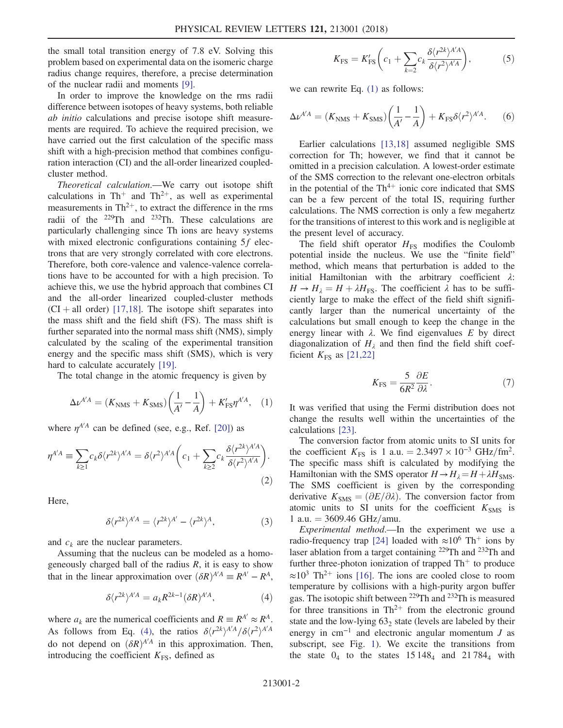the small total transition energy of 7.8 eV. Solving this problem based on experimental data on the isomeric charge radius change requires, therefore, a precise determination of the nuclear radii and moments [9].

In order to improve the knowledge on the rms radii difference between isotopes of heavy systems, both reliable *ab initio* calculations and precise isotope shift measurements are required. To achieve the required precision, we have carried out the first calculation of the specific mass shift with a high-precision method that combines configuration interaction (CI) and the all-order linearized coupled-cluster method.

*Theoretical calculation.*—We carry out isotope shift calculations in $Th^+$ and $Th^{2+}$, as well as experimental measurements in $Th^{2+}$, to extract the difference in the rms radii of the $^{229}Th$ and $^{232}Th$. These calculations are particularly challenging since Th ions are heavy systems with mixed electronic configurations containing $5f$ electrons that are very strongly correlated with core electrons. Therefore, both core-valence and valence-valence correlations have to be accounted for with a high precision. To achieve this, we use the hybrid approach that combines CI and the all-order linearized coupled-cluster methods (CI + all order) [17,18]. The isotope shift separates into the mass shift and the field shift (FS). The mass shift is further separated into the normal mass shift (NMS), simply calculated by the scaling of the experimental transition energy and the specific mass shift (SMS), which is very hard to calculate accurately [19].

The total change in the atomic frequency is given by

$$\Delta\nu^{A'A} = (K_{\text{NMS}} + K_{\text{SMS}})\left(\frac{1}{A'} - \frac{1}{A}\right) + K'_{\text{FS}}\eta^{A'A}, \quad (1)$$

where $\eta^{A'A}$ can be defined (see, e.g., Ref. [20]) as

$$\eta^{A'A} \equiv \sum_{k\geq 1} c_k \delta\langle r^{2k}\rangle^{A'A} = \delta\langle r^2\rangle^{A'A}\left(c_1 + \sum_{k\geq 2} c_k \frac{\delta\langle r^{2k}\rangle^{A'A}}{\delta\langle r^2\rangle^{A'A}}\right). \quad (2)$$

Here,

$$\delta\langle r^{2k}\rangle^{A'A} = \langle r^{2k}\rangle^{A'} - \langle r^{2k}\rangle^{A}, \quad (3)$$

and $c_k$ are the nuclear parameters.

Assuming that the nucleus can be modeled as a homogeneously charged ball of the radius $R$, it is easy to show that in the linear approximation over $(\delta R)^{A'A} \equiv R^{A'} - R^{A}$,

$$\delta\langle r^{2k}\rangle^{A'A} = a_k R^{2k-1}(\delta R)^{A'A}, \quad (4)$$

where $a_k$ are the numerical coefficients and $R \equiv R^{A'} \approx R^{A}$. As follows from Eq. (4), the ratios $\delta\langle r^{2k}\rangle^{A'A}/\delta\langle r^2\rangle^{A'A}$ do not depend on $(\delta R)^{A'A}$ in this approximation. Then, introducing the coefficient $K_{\text{FS}}$, defined as

$$K_{\text{FS}} = K'_{\text{FS}}\left(c_1 + \sum_{k=2} c_k \frac{\delta\langle r^{2k}\rangle^{A'A}}{\delta\langle r^2\rangle^{A'A}}\right), \quad (5)$$

we can rewrite Eq. (1) as follows:

$$\Delta\nu^{A'A} = (K_{\text{NMS}} + K_{\text{SMS}})\left(\frac{1}{A'} - \frac{1}{A}\right) + K_{\text{FS}}\delta\langle r^2\rangle^{A'A}. \quad (6)$$

Earlier calculations [13,18] assumed negligible SMS correction for Th; however, we find that it cannot be omitted in a precision calculation. A lowest-order estimate of the SMS correction to the relevant one-electron orbitals in the potential of the $Th^{4+}$ ionic core indicated that SMS can be a few percent of the total IS, requiring further calculations. The NMS correction is only a few megahertz for the transitions of interest to this work and is negligible at the present level of accuracy.

The field shift operator $H_{\text{FS}}$ modifies the Coulomb potential inside the nucleus. We use the "finite field" method, which means that perturbation is added to the initial Hamiltonian with the arbitrary coefficient $\lambda$: $H \to H_\lambda = H + \lambda H_{\text{FS}}$. The coefficient $\lambda$ has to be sufficiently large to make the effect of the field shift significantly larger than the numerical uncertainty of the calculations but small enough to keep the change in the energy linear with $\lambda$. We find eigenvalues $E$ by direct diagonalization of $H_\lambda$ and then find the field shift coefficient $K_{\text{FS}}$ as [21,22]

$$K_{\text{FS}} = \frac{5}{6R^2}\frac{\partial E}{\partial \lambda}. \quad (7)$$

It was verified that using the Fermi distribution does not change the results well within the uncertainties of the calculations [23].

The conversion factor from atomic units to SI units for the coefficient $K_{\text{FS}}$ is 1 a.u. $= 2.3497 \times 10^{-3}$ GHz/fm$^2$. The specific mass shift is calculated by modifying the Hamiltonian with the SMS operator $H \to H_\lambda = H + \lambda H_{\text{SMS}}$. The SMS coefficient is given by the corresponding derivative $K_{\text{SMS}} = (\partial E/\partial\lambda)$. The conversion factor from atomic units to SI units for the coefficient $K_{\text{SMS}}$ is 1 a.u. $= 3609.46$ GHz/amu.

*Experimental method.*—In the experiment we use a radio-frequency trap [24] loaded with $\approx 10^6$ $Th^+$ ions by laser ablation from a target containing $^{229}Th$ and $^{232}Th$ and further three-photon ionization of trapped $Th^+$ to produce $\approx 10^3$ $Th^{2+}$ ions [16]. The ions are cooled close to room temperature by collisions with a high-purity argon buffer gas. The isotopic shift between $^{229}Th$ and $^{232}Th$ is measured for three transitions in $Th^{2+}$ from the electronic ground state and the low-lying $63_2$ state (levels are labeled by their energy in cm$^{-1}$ and electronic angular momentum $J$ as subscript, see Fig. 1). We excite the transitions from the state $0_4$ to the states $15\,148_4$ and $21\,784_4$ with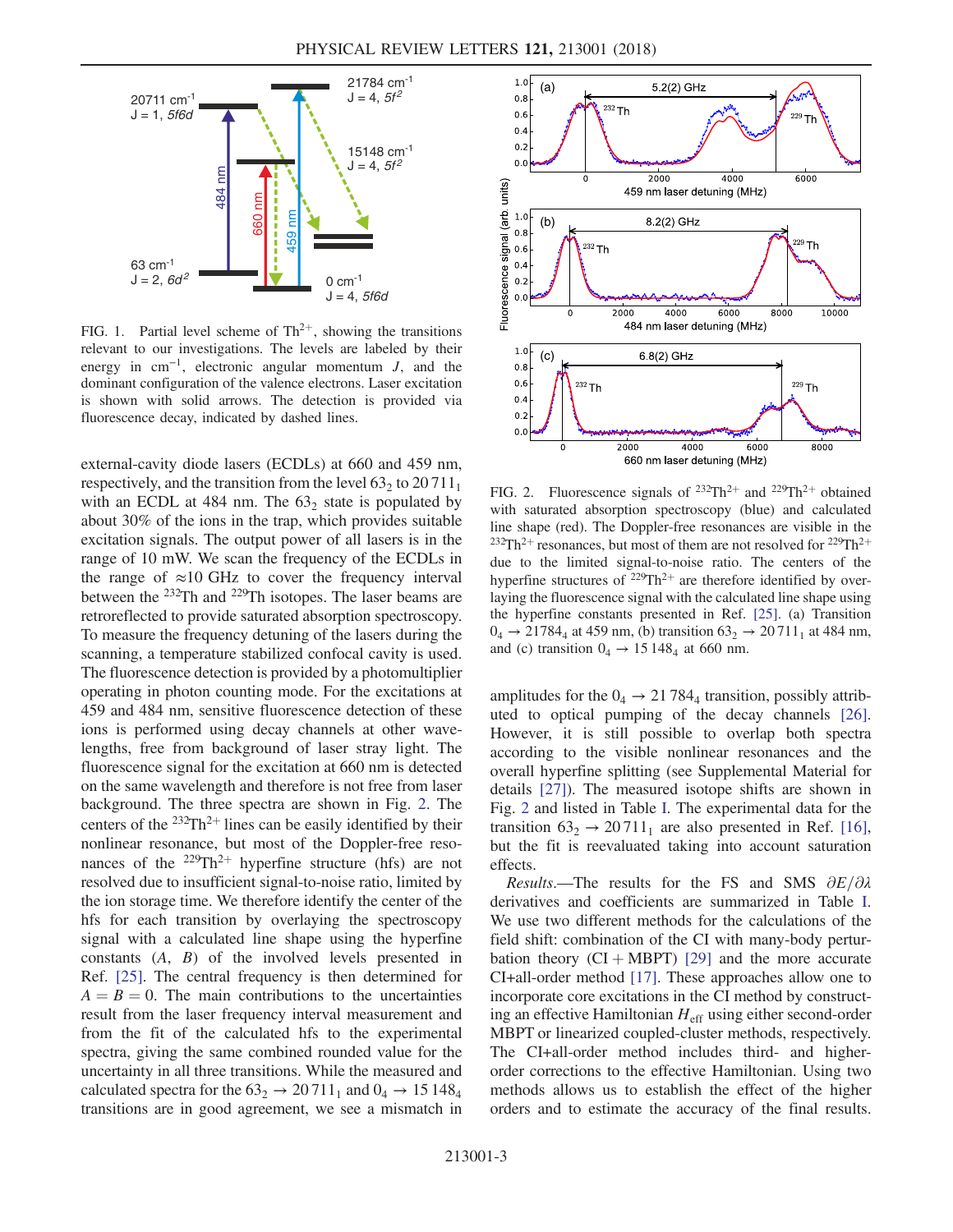FIG. 1. Partial level scheme of $Th^{2+}$, showing the transitions relevant to our investigations. The levels are labeled by their energy in $cm^{-1}$, electronic angular momentum $J$, and the dominant configuration of the valence electrons. Laser excitation is shown with solid arrows. The detection is provided via fluorescence decay, indicated by dashed lines.

external-cavity diode lasers (ECDLs) at 660 and 459 nm, respectively, and the transition from the level $63_2$ to $20\,711_1$ with an ECDL at 484 nm. The $63_2$ state is populated by about 30% of the ions in the trap, which provides suitable excitation signals. The output power of all lasers is in the range of 10 mW. We scan the frequency of the ECDLs in the range of $\approx$10 GHz to cover the frequency interval between the $^{232}$Th and $^{229}$Th isotopes. The laser beams are retroreflected to provide saturated absorption spectroscopy. To measure the frequency detuning of the lasers during the scanning, a temperature stabilized confocal cavity is used. The fluorescence detection is provided by a photomultiplier operating in photon counting mode. For the excitations at 459 and 484 nm, sensitive fluorescence detection of these ions is performed using decay channels at other wavelengths, free from background of laser stray light. The fluorescence signal for the excitation at 660 nm is detected on the same wavelength and therefore is not free from laser background. The three spectra are shown in Fig. 2. The centers of the $^{232}Th^{2+}$ lines can be easily identified by their nonlinear resonance, but most of the Doppler-free resonances of the $^{229}Th^{2+}$ hyperfine structure (hfs) are not resolved due to insufficient signal-to-noise ratio, limited by the ion storage time. We therefore identify the center of the hfs for each transition by overlaying the spectroscopy signal with a calculated line shape using the hyperfine constants ($A$, $B$) of the involved levels presented in Ref. [25]. The central frequency is then determined for $A = B = 0$. The main contributions to the uncertainties result from the laser frequency interval measurement and from the fit of the calculated hfs to the experimental spectra, giving the same combined rounded value for the uncertainty in all three transitions. While the measured and calculated spectra for the $63_2 \rightarrow 20\,711_1$ and $0_4 \rightarrow 15\,148_4$ transitions are in good agreement, we see a mismatch in amplitudes for the $0_4 \rightarrow 21\,784_4$ transition, possibly attributed to optical pumping of the decay channels [26]. However, it is still possible to overlap both spectra according to the visible nonlinear resonances and the overall hyperfine splitting (see Supplemental Material for details [27]). The measured isotope shifts are shown in Fig. 2 and listed in Table I. The experimental data for the transition $63_2 \rightarrow 20\,711_1$ are also presented in Ref. [16], but the fit is reevaluated taking into account saturation effects.

FIG. 2. Fluorescence signals of $^{232}Th^{2+}$ and $^{229}Th^{2+}$ obtained with saturated absorption spectroscopy (blue) and calculated line shape (red). The Doppler-free resonances are visible in the $^{232}Th^{2+}$ resonances, but most of them are not resolved for $^{229}Th^{2+}$ due to the limited signal-to-noise ratio. The centers of the hyperfine structures of $^{229}Th^{2+}$ are therefore identified by overlaying the fluorescence signal with the calculated line shape using the hyperfine constants presented in Ref. [25]. (a) Transition $0_4 \rightarrow 21784_4$ at 459 nm, (b) transition $63_2 \rightarrow 20\,711_1$ at 484 nm, and (c) transition $0_4 \rightarrow 15\,148_4$ at 660 nm.

*Results.*—The results for the FS and SMS $\partial E/\partial\lambda$ derivatives and coefficients are summarized in Table I. We use two different methods for the calculations of the field shift: combination of the CI with many-body perturbation theory (CI + MBPT) [29] and the more accurate CI+all-order method [17]. These approaches allow one to incorporate core excitations in the CI method by constructing an effective Hamiltonian $H_{\mathrm{eff}}$ using either second-order MBPT or linearized coupled-cluster methods, respectively. The CI+all-order method includes third- and higher-order corrections to the effective Hamiltonian. Using two methods allows us to establish the effect of the higher orders and to estimate the accuracy of the final results.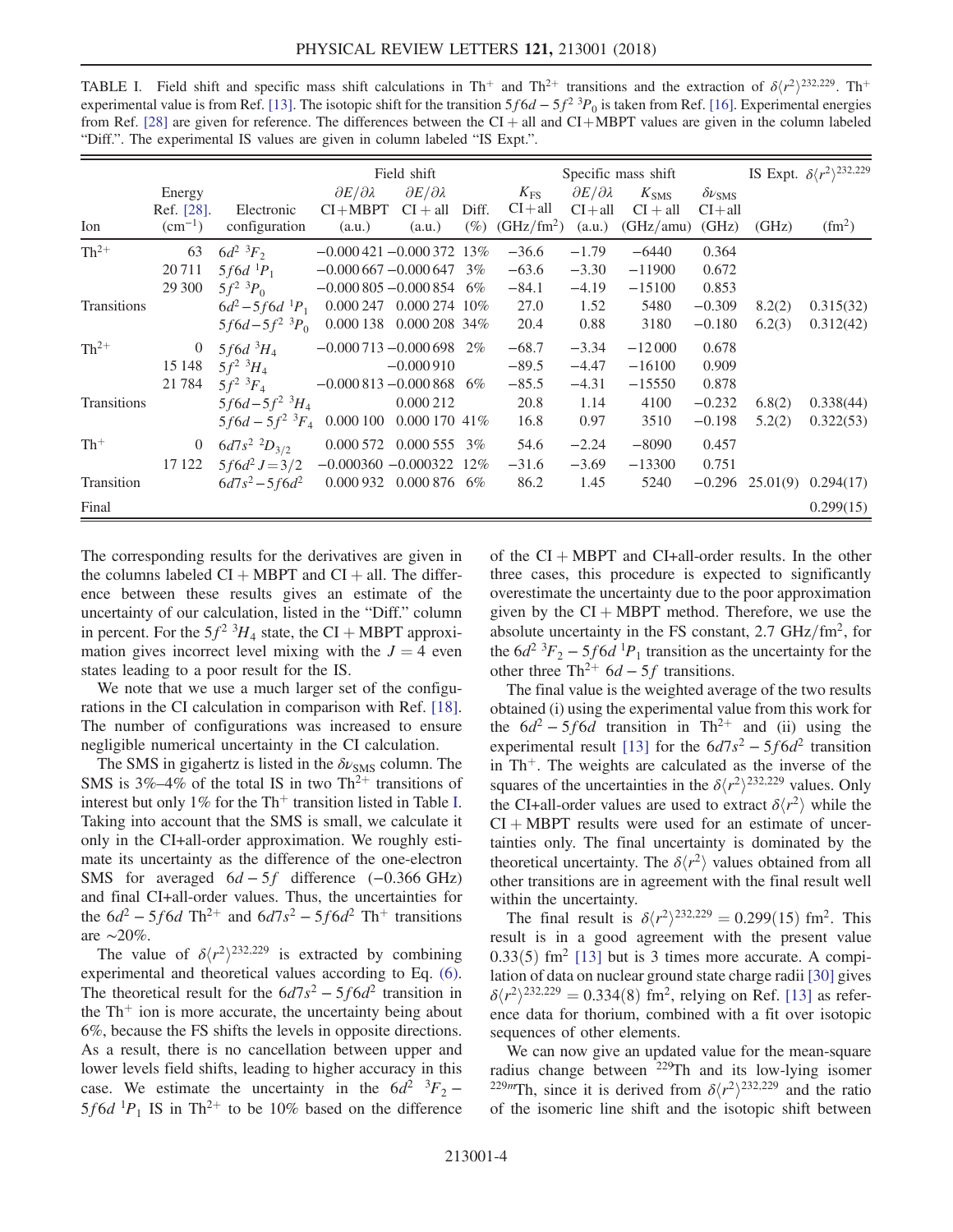TABLE I. Field shift and specific mass shift calculations in $Th^+$ and $Th^{2+}$ transitions and the extraction of $\delta\langle r^2\rangle^{232,229}$. $Th^+$ experimental value is from Ref. [13]. The isotopic shift for the transition $5f6d - 5f^2\ {}^3P_0$ is taken from Ref. [16]. Experimental energies from Ref. [28] are given for reference. The differences between the CI + all and CI+MBPT values are given in the column labeled "Diff.". The experimental IS values are given in column labeled "IS Expt.".

| | | | Field shift | | | | Specific mass shift | | | IS Expt. | $\delta\langle r^2\rangle^{232,229}$ |
|---|---|---|---|---|---|---|---|---|---|---|---|
| Ion | Energy Ref. [28]. ($cm^{-1}$) | Electronic configuration | $\partial E/\partial\lambda$ CI+MBPT (a.u.) | $\partial E/\partial\lambda$ CI + all (a.u.) | Diff. (%) | $K_{FS}$ CI+all ($GHz/fm^2$) | $\partial E/\partial\lambda$ CI+all (a.u.) | $K_{SMS}$ CI + all (GHz/amu) | $\delta\nu_{SMS}$ CI+all (GHz) | (GHz) | ($fm^2$) |
| $Th^{2+}$ | 63 | $6d^2\ {}^3F_2$ | −0.000 421 | −0.000 372 | 13% | −36.6 | −1.79 | −6440 | 0.364 | | |
| | 20 711 | $5f6d\ {}^1P_1$ | −0.000 667 | −0.000 647 | 3% | −63.6 | −3.30 | −11900 | 0.672 | | |
| | 29 300 | $5f^2\ {}^3P_0$ | −0.000 805 | −0.000 854 | 6% | −84.1 | −4.19 | −15100 | 0.853 | | |
| Transitions | | $6d^2 - 5f6d\ {}^1P_1$ | 0.000 247 | 0.000 274 | 10% | 27.0 | 1.52 | 5480 | −0.309 | 8.2(2) | 0.315(32) |
| | | $5f6d - 5f^2\ {}^3P_0$ | 0.000 138 | 0.000 208 | 34% | 20.4 | 0.88 | 3180 | −0.180 | 6.2(3) | 0.312(42) |
| $Th^{2+}$ | 0 | $5f6d\ {}^3H_4$ | −0.000 713 | −0.000 698 | 2% | −68.7 | −3.34 | −12 000 | 0.678 | | |
| | 15 148 | $5f^2\ {}^3H_4$ | | −0.000 910 | | −89.5 | −4.47 | −16100 | 0.909 | | |
| | 21 784 | $5f^2\ {}^3F_4$ | −0.000 813 | −0.000 868 | 6% | −85.5 | −4.31 | −15550 | 0.878 | | |
| Transitions | | $5f6d - 5f^2\ {}^3H_4$ | | 0.000 212 | | 20.8 | 1.14 | 4100 | −0.232 | 6.8(2) | 0.338(44) |
| | | $5f6d - 5f^2\ {}^3F_4$ | 0.000 100 | 0.000 170 | 41% | 16.8 | 0.97 | 3510 | −0.198 | 5.2(2) | 0.322(53) |
| $Th^+$ | 0 | $6d7s^2\ {}^2D_{3/2}$ | 0.000 572 | 0.000 555 | 3% | 54.6 | −2.24 | −8090 | 0.457 | | |
| | 17 122 | $5f6d^2\ J = 3/2$ | −0.000360 | −0.000322 | 12% | −31.6 | −3.69 | −13300 | 0.751 | | |
| Transition | | $6d7s^2 - 5f6d^2$ | 0.000 932 | 0.000 876 | 6% | 86.2 | 1.45 | 5240 | −0.296 | 25.01(9) | 0.294(17) |
| Final | | | | | | | | | | | 0.299(15) |

The corresponding results for the derivatives are given in the columns labeled CI + MBPT and CI + all. The difference between these results gives an estimate of the uncertainty of our calculation, listed in the "Diff." column in percent. For the $5f^2\ {}^3H_4$ state, the CI + MBPT approximation gives incorrect level mixing with the $J = 4$ even states leading to a poor result for the IS.

We note that we use a much larger set of the configurations in the CI calculation in comparison with Ref. [18]. The number of configurations was increased to ensure negligible numerical uncertainty in the CI calculation.

The SMS in gigahertz is listed in the $\delta\nu_{SMS}$ column. The SMS is 3%–4% of the total IS in two $Th^{2+}$ transitions of interest but only 1% for the $Th^+$ transition listed in Table I. Taking into account that the SMS is small, we calculate it only in the CI+all-order approximation. We roughly estimate its uncertainty as the difference of the one-electron SMS for averaged $6d - 5f$ difference (−0.366 GHz) and final CI+all-order values. Thus, the uncertainties for the $6d^2 - 5f6d$ $Th^{2+}$ and $6d7s^2 - 5f6d^2$ $Th^+$ transitions are ∼20%.

The value of $\delta\langle r^2\rangle^{232,229}$ is extracted by combining experimental and theoretical values according to Eq. (6). The theoretical result for the $6d7s^2 - 5f6d^2$ transition in the $Th^+$ ion is more accurate, the uncertainty being about 6%, because the FS shifts the levels in opposite directions. As a result, there is no cancellation between upper and lower levels field shifts, leading to higher accuracy in this case. We estimate the uncertainty in the $6d^2\ {}^3F_2 - 5f6d\ {}^1P_1$ IS in $Th^{2+}$ to be 10% based on the difference of the CI + MBPT and CI+all-order results. In the other three cases, this procedure is expected to significantly overestimate the uncertainty due to the poor approximation given by the CI + MBPT method. Therefore, we use the absolute uncertainty in the FS constant, 2.7 $GHz/fm^2$, for the $6d^2\ {}^3F_2 - 5f6d\ {}^1P_1$ transition as the uncertainty for the other three $Th^{2+}$ $6d - 5f$ transitions.

The final value is the weighted average of the two results obtained (i) using the experimental value from this work for the $6d^2 - 5f6d$ transition in $Th^{2+}$ and (ii) using the experimental result [13] for the $6d7s^2 - 5f6d^2$ transition in $Th^+$. The weights are calculated as the inverse of the squares of the uncertainties in the $\delta\langle r^2\rangle^{232,229}$ values. Only the CI+all-order values are used to extract $\delta\langle r^2\rangle$ while the CI + MBPT results were used for an estimate of uncertainties only. The final uncertainty is dominated by the theoretical uncertainty. The $\delta\langle r^2\rangle$ values obtained from all other transitions are in agreement with the final result well within the uncertainty.

The final result is $\delta\langle r^2\rangle^{232,229} = 0.299(15)$ $fm^2$. This result is in a good agreement with the present value 0.33(5) $fm^2$ [13] but is 3 times more accurate. A compilation of data on nuclear ground state charge radii [30] gives $\delta\langle r^2\rangle^{232,229} = 0.334(8)$ $fm^2$, relying on Ref. [13] as reference data for thorium, combined with a fit over isotopic sequences of other elements.

We can now give an updated value for the mean-square radius change between ${}^{229}Th$ and its low-lying isomer ${}^{229m}Th$, since it is derived from $\delta\langle r^2\rangle^{232,229}$ and the ratio of the isomeric line shift and the isotopic shift between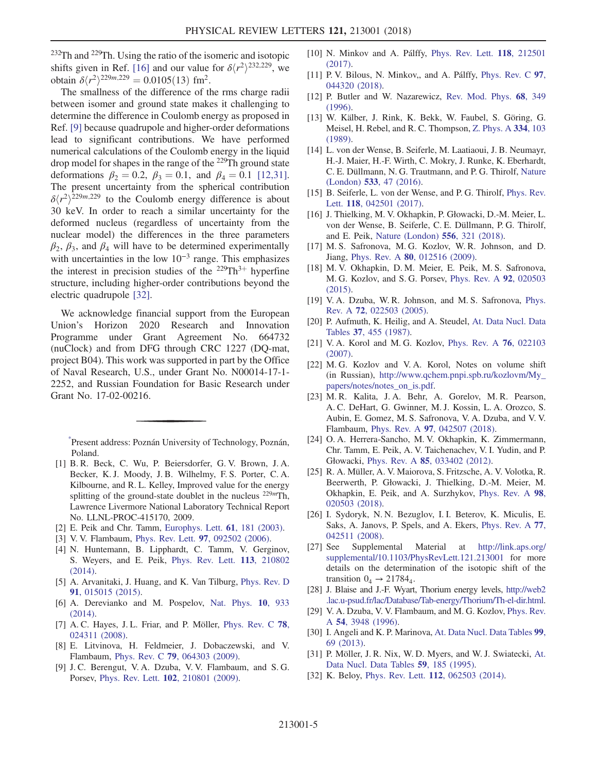$^{232}$Th and $^{229}$Th. Using the ratio of the isomeric and isotopic shifts given in Ref. [16] and our value for $\delta\langle r^2\rangle^{232,229}$, we obtain $\delta\langle r^2\rangle^{229m,229} = 0.0105(13)\ \mathrm{fm}^2$.

The smallness of the difference of the rms charge radii between isomer and ground state makes it challenging to determine the difference in Coulomb energy as proposed in Ref. [9] because quadrupole and higher-order deformations lead to significant contributions. We have performed numerical calculations of the Coulomb energy in the liquid drop model for shapes in the range of the $^{229}$Th ground state deformations $\beta_2 = 0.2$, $\beta_3 = 0.1$, and $\beta_4 = 0.1$ [12,31]. The present uncertainty from the spherical contribution $\delta\langle r^2\rangle^{229m,229}$ to the Coulomb energy difference is about 30 keV. In order to reach a similar uncertainty for the deformed nucleus (regardless of uncertainty from the nuclear model) the differences in the three parameters $\beta_2$, $\beta_3$, and $\beta_4$ will have to be determined experimentally with uncertainties in the low $10^{-3}$ range. This emphasizes the interest in precision studies of the $^{229}\mathrm{Th}^{3+}$ hyperfine structure, including higher-order contributions beyond the electric quadrupole [32].

We acknowledge financial support from the European Union's Horizon 2020 Research and Innovation Programme under Grant Agreement No. 664732 (nuClock) and from DFG through CRC 1227 (DQ-mat, project B04). This work was supported in part by the Office of Naval Research, U.S., under Grant No. N00014-17-1-2252, and Russian Foundation for Basic Research under Grant No. 17-02-00216.

---

[*] Present address: Poznán University of Technology, Poznán, Poland.

[1] B. R. Beck, C. Wu, P. Beiersdorfer, G. V. Brown, J. A. Becker, K. J. Moody, J. B. Wilhelmy, F. S. Porter, C. A. Kilbourne, and R. L. Kelley, Improved value for the energy splitting of the ground-state doublet in the nucleus $^{229m}$Th, Lawrence Livermore National Laboratory Technical Report No. LLNL-PROC-415170, 2009.

[2] E. Peik and Chr. Tamm, Europhys. Lett. **61**, 181 (2003).

[3] V. V. Flambaum, Phys. Rev. Lett. **97**, 092502 (2006).

[4] N. Huntemann, B. Lipphardt, C. Tamm, V. Gerginov, S. Weyers, and E. Peik, Phys. Rev. Lett. **113**, 210802 (2014).

[5] A. Arvanitaki, J. Huang, and K. Van Tilburg, Phys. Rev. D **91**, 015015 (2015).

[6] A. Derevianko and M. Pospelov, Nat. Phys. **10**, 933 (2014).

[7] A. C. Hayes, J. L. Friar, and P. Möller, Phys. Rev. C **78**, 024311 (2008).

[8] E. Litvinova, H. Feldmeier, J. Dobaczewski, and V. Flambaum, Phys. Rev. C **79**, 064303 (2009).

[9] J. C. Berengut, V. A. Dzuba, V. V. Flambaum, and S. G. Porsev, Phys. Rev. Lett. **102**, 210801 (2009).

[10] N. Minkov and A. Pálffy, Phys. Rev. Lett. **118**, 212501 (2017).

[11] P. V. Bilous, N. Minkov,, and A. Pálffy, Phys. Rev. C **97**, 044320 (2018).

[12] P. Butler and W. Nazarewicz, Rev. Mod. Phys. **68**, 349 (1996).

[13] W. Kälber, J. Rink, K. Bekk, W. Faubel, S. Göring, G. Meisel, H. Rebel, and R. C. Thompson, Z. Phys. A **334**, 103 (1989).

[14] L. von der Wense, B. Seiferle, M. Laatiaoui, J. B. Neumayr, H.-J. Maier, H.-F. Wirth, C. Mokry, J. Runke, K. Eberhardt, C. E. Düllmann, N. G. Trautmann, and P. G. Thirolf, Nature (London) **533**, 47 (2016).

[15] B. Seiferle, L. von der Wense, and P. G. Thirolf, Phys. Rev. Lett. **118**, 042501 (2017).

[16] J. Thielking, M. V. Okhapkin, P. Głowacki, D.-M. Meier, L. von der Wense, B. Seiferle, C. E. Düllmann, P. G. Thirolf, and E. Peik, Nature (London) **556**, 321 (2018).

[17] M. S. Safronova, M. G. Kozlov, W. R. Johnson, and D. Jiang, Phys. Rev. A **80**, 012516 (2009).

[18] M. V. Okhapkin, D. M. Meier, E. Peik, M. S. Safronova, M. G. Kozlov, and S. G. Porsev, Phys. Rev. A **92**, 020503 (2015).

[19] V. A. Dzuba, W. R. Johnson, and M. S. Safronova, Phys. Rev. A **72**, 022503 (2005).

[20] P. Aufmuth, K. Heilig, and A. Steudel, At. Data Nucl. Data Tables **37**, 455 (1987).

[21] V. A. Korol and M. G. Kozlov, Phys. Rev. A **76**, 022103 (2007).

[22] M. G. Kozlov and V. A. Korol, Notes on volume shift (in Russian), http://www.qchem.pnpi.spb.ru/kozlovm/My_papers/notes/notes_on_is.pdf.

[23] M. R. Kalita, J. A. Behr, A. Gorelov, M. R. Pearson, A. C. DeHart, G. Gwinner, M. J. Kossin, L. A. Orozco, S. Aubin, E. Gomez, M. S. Safronova, V. A. Dzuba, and V. V. Flambaum, Phys. Rev. A **97**, 042507 (2018).

[24] O. A. Herrera-Sancho, M. V. Okhapkin, K. Zimmermann, Chr. Tamm, E. Peik, A. V. Taichenachev, V. I. Yudin, and P. Głowacki, Phys. Rev. A **85**, 033402 (2012).

[25] R. A. Müller, A. V. Maiorova, S. Fritzsche, A. V. Volotka, R. Beerwerth, P. Głowacki, J. Thielking, D.-M. Meier, M. Okhapkin, E. Peik, and A. Surzhykov, Phys. Rev. A **98**, 020503 (2018).

[26] I. Sydoryk, N. N. Bezuglov, I. I. Beterov, K. Miculis, E. Saks, A. Janovs, P. Spels, and A. Ekers, Phys. Rev. A **77**, 042511 (2008).

[27] See Supplemental Material at http://link.aps.org/supplemental/10.1103/PhysRevLett.121.213001 for more details on the determination of the isotopic shift of the transition $0_4 \rightarrow 21784_4$.

[28] J. Blaise and J.-F. Wyart, Thorium energy levels, http://web2.lac.u-psud.fr/lac/Database/Tab-energy/Thorium/Th-el-dir.html.

[29] V. A. Dzuba, V. V. Flambaum, and M. G. Kozlov, Phys. Rev. A **54**, 3948 (1996).

[30] I. Angeli and K. P. Marinova, At. Data Nucl. Data Tables **99**, 69 (2013).

[31] P. Möller, J. R. Nix, W. D. Myers, and W. J. Swiatecki, At. Data Nucl. Data Tables **59**, 185 (1995).

[32] K. Beloy, Phys. Rev. Lett. **112**, 062503 (2014).